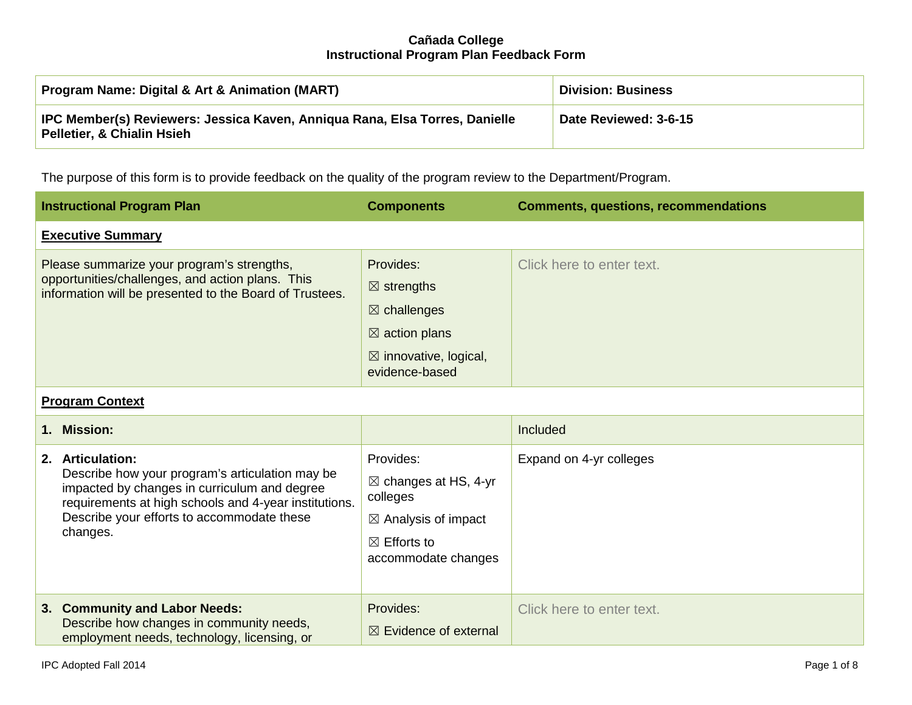**Cañada College**
**Instructional Program Plan Feedback Form**

| **Program Name: Digital & Art & Animation (MART)** | **Division: Business** |
|---|---|
| **IPC Member(s) Reviewers: Jessica Kaven, Anniqua Rana, Elsa Torres, Danielle Pelletier, & Chialin Hsieh** | **Date Reviewed: 3-6-15** |

The purpose of this form is to provide feedback on the quality of the program review to the Department/Program.

| **Instructional Program Plan** | **Components** | **Comments, questions, recommendations** |
|---|---|---|
| **Executive Summary** | | |
| Please summarize your program's strengths, opportunities/challenges, and action plans. This information will be presented to the Board of Trustees. | Provides:<br>☒ strengths<br>☒ challenges<br>☒ action plans<br>☒ innovative, logical, evidence-based | Click here to enter text. |
| **Program Context** | | |
| **1. Mission:** | | Included |
| **2. Articulation:** Describe how your program's articulation may be impacted by changes in curriculum and degree requirements at high schools and 4-year institutions. Describe your efforts to accommodate these changes. | Provides:<br>☒ changes at HS, 4-yr colleges<br>☒ Analysis of impact<br>☒ Efforts to accommodate changes | Expand on 4-yr colleges |
| **3. Community and Labor Needs:** Describe how changes in community needs, employment needs, technology, licensing, or | Provides:<br>☒ Evidence of external | Click here to enter text. |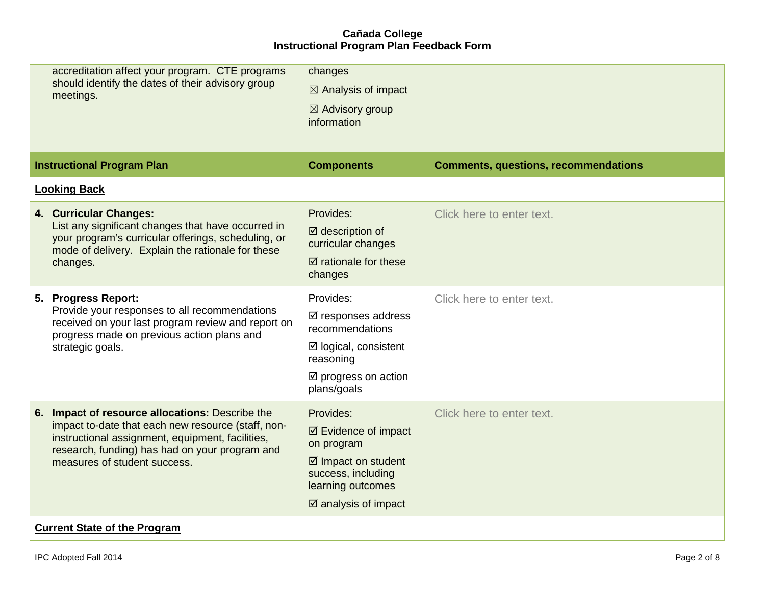| Instructional Program Plan | Components | Comments, questions, recommendations |
|---|---|---|
| accreditation affect your program. CTE programs should identify the dates of their advisory group meetings. | changes ☒ Analysis of impact ☒ Advisory group information | |
| **Looking Back** | | |
| **4. Curricular Changes:** List any significant changes that have occurred in your program's curricular offerings, scheduling, or mode of delivery. Explain the rationale for these changes. | Provides: ☑ description of curricular changes ☑ rationale for these changes | Click here to enter text. |
| **5. Progress Report:** Provide your responses to all recommendations received on your last program review and report on progress made on previous action plans and strategic goals. | Provides: ☑ responses address recommendations ☑ logical, consistent reasoning ☑ progress on action plans/goals | Click here to enter text. |
| **6. Impact of resource allocations:** Describe the impact to-date that each new resource (staff, non-instructional assignment, equipment, facilities, research, funding) has had on your program and measures of student success. | Provides: ☑ Evidence of impact on program ☑ Impact on student success, including learning outcomes ☑ analysis of impact | Click here to enter text. |
| **Current State of the Program** | | |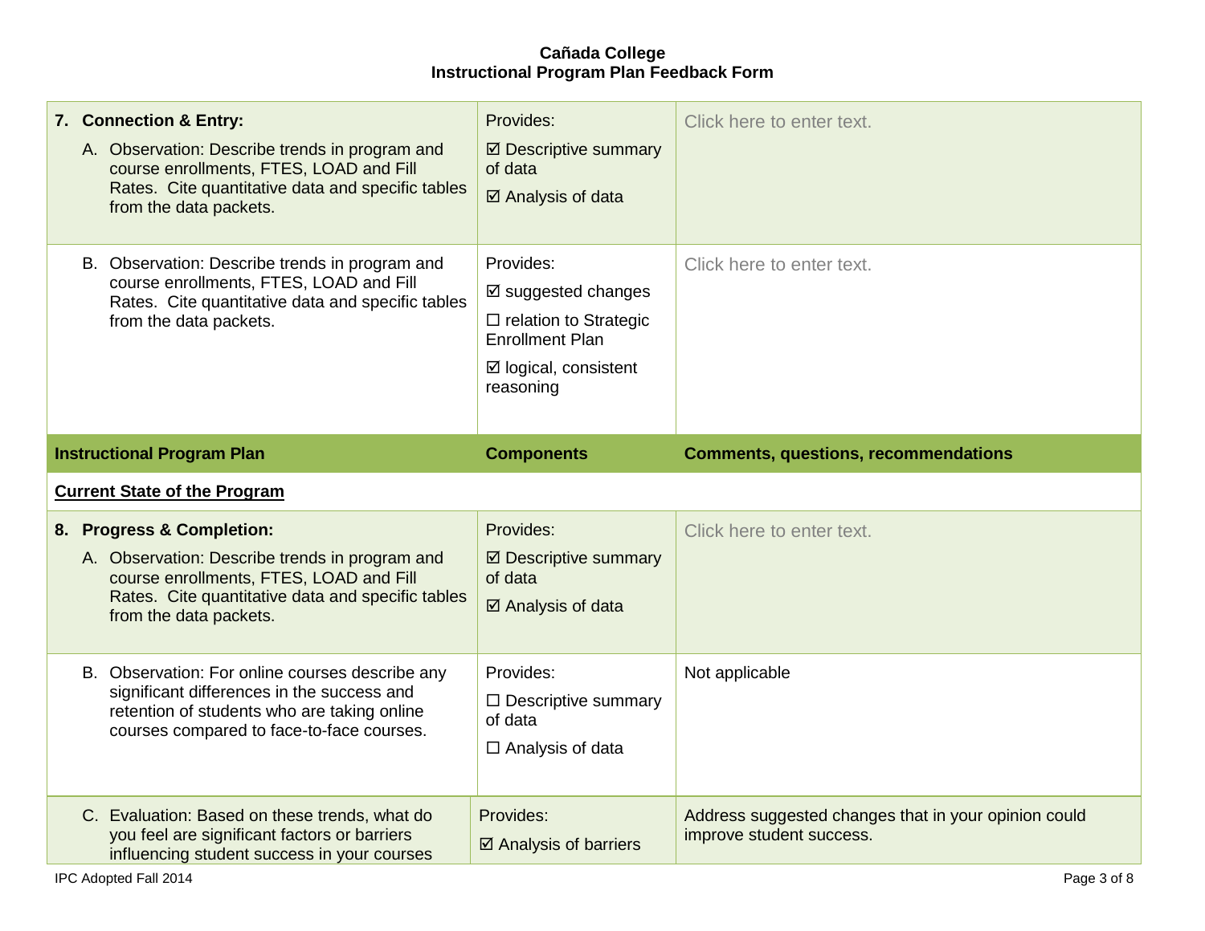**Cañada College**
**Instructional Program Plan Feedback Form**

| | | |
|---|---|---|
| **7. Connection & Entry:**<br>A. Observation: Describe trends in program and course enrollments, FTES, LOAD and Fill Rates. Cite quantitative data and specific tables from the data packets. | Provides:<br>☑ Descriptive summary of data<br>☑ Analysis of data | Click here to enter text. |
| B. Observation: Describe trends in program and course enrollments, FTES, LOAD and Fill Rates. Cite quantitative data and specific tables from the data packets. | Provides:<br>☑ suggested changes<br>☐ relation to Strategic Enrollment Plan<br>☑ logical, consistent reasoning | Click here to enter text. |

| **Instructional Program Plan** | **Components** | **Comments, questions, recommendations** |
|---|---|---|
| **Current State of the Program** | | |
| **8. Progress & Completion:**<br>A. Observation: Describe trends in program and course enrollments, FTES, LOAD and Fill Rates. Cite quantitative data and specific tables from the data packets. | Provides:<br>☑ Descriptive summary of data<br>☑ Analysis of data | Click here to enter text. |
| B. Observation: For online courses describe any significant differences in the success and retention of students who are taking online courses compared to face-to-face courses. | Provides:<br>☐ Descriptive summary of data<br>☐ Analysis of data | Not applicable |
| C. Evaluation: Based on these trends, what do you feel are significant factors or barriers influencing student success in your courses | Provides:<br>☑ Analysis of barriers | Address suggested changes that in your opinion could improve student success. |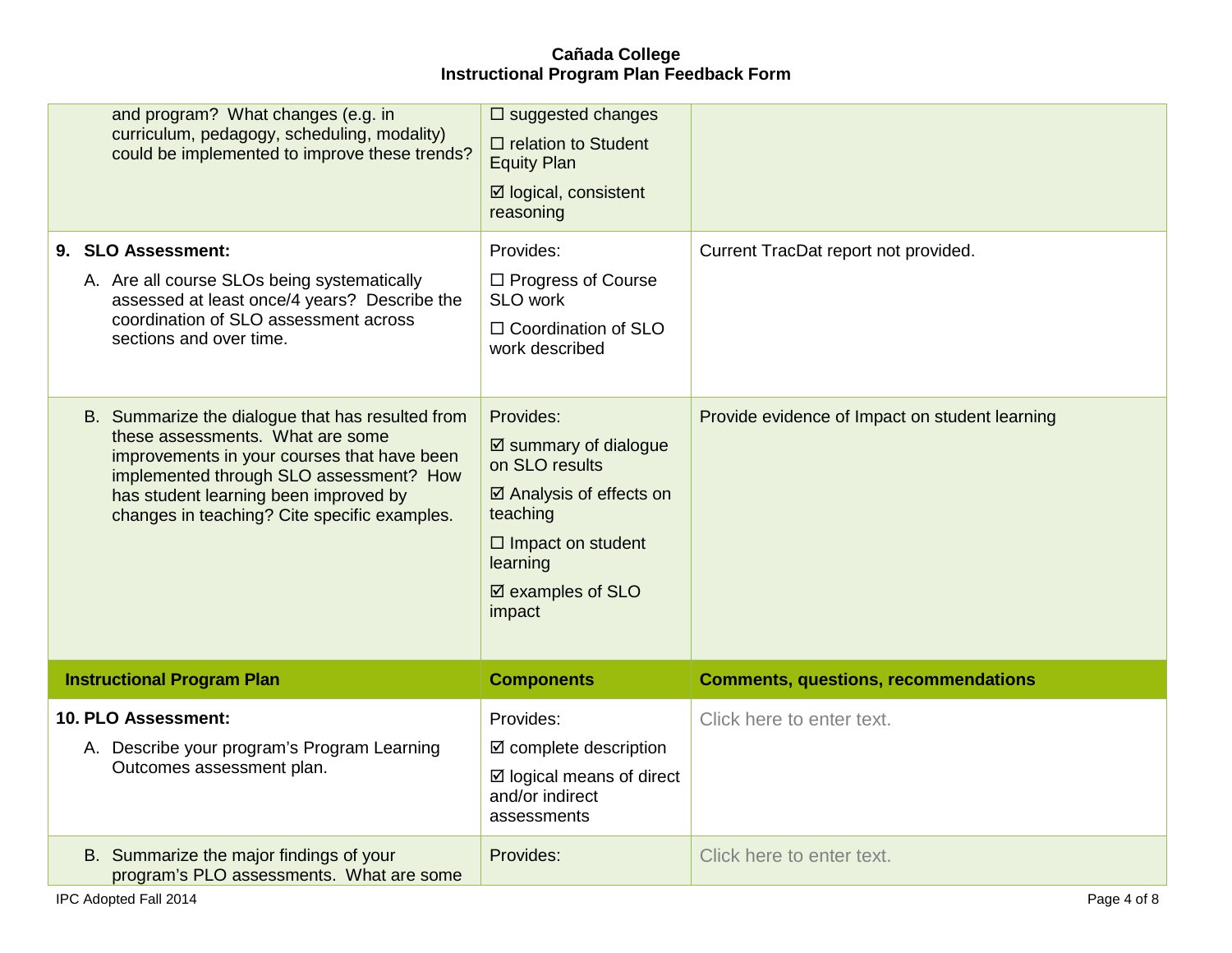# Cañada College
## Instructional Program Plan Feedback Form

| | | |
|---|---|---|
| and program? What changes (e.g. in curriculum, pedagogy, scheduling, modality) could be implemented to improve these trends? | ☐ suggested changes<br>☐ relation to Student Equity Plan<br>☑ logical, consistent reasoning | |
| **9. SLO Assessment:**<br>A. Are all course SLOs being systematically assessed at least once/4 years? Describe the coordination of SLO assessment across sections and over time. | Provides:<br>☐ Progress of Course SLO work<br>☐ Coordination of SLO work described | Current TracDat report not provided. |
| B. Summarize the dialogue that has resulted from these assessments. What are some improvements in your courses that have been implemented through SLO assessment? How has student learning been improved by changes in teaching? Cite specific examples. | Provides:<br>☑ summary of dialogue on SLO results<br>☑ Analysis of effects on teaching<br>☐ Impact on student learning<br>☑ examples of SLO impact | Provide evidence of Impact on student learning |

| **Instructional Program Plan** | **Components** | **Comments, questions, recommendations** |
|---|---|---|
| **10. PLO Assessment:**<br>A. Describe your program's Program Learning Outcomes assessment plan. | Provides:<br>☑ complete description<br>☑ logical means of direct and/or indirect assessments | Click here to enter text. |
| B. Summarize the major findings of your program's PLO assessments. What are some | Provides: | Click here to enter text. |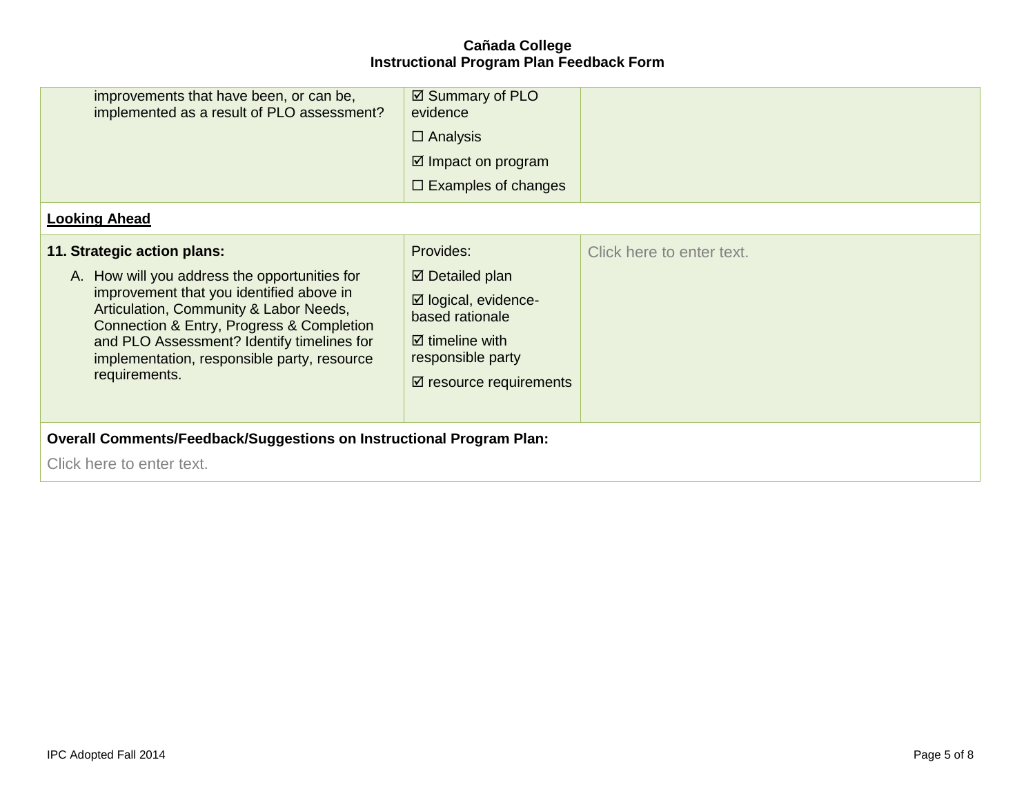| | | |
|---|---|---|
| improvements that have been, or can be, implemented as a result of PLO assessment? | ☑ Summary of PLO evidence<br>☐ Analysis<br>☑ Impact on program<br>☐ Examples of changes | |
| **Looking Ahead** | | |
| **11. Strategic action plans:**<br>A. How will you address the opportunities for improvement that you identified above in Articulation, Community & Labor Needs, Connection & Entry, Progress & Completion and PLO Assessment? Identify timelines for implementation, responsible party, resource requirements. | Provides:<br>☑ Detailed plan<br>☑ logical, evidence-based rationale<br>☑ timeline with responsible party<br>☑ resource requirements | Click here to enter text. |
| **Overall Comments/Feedback/Suggestions on Instructional Program Plan:**<br>Click here to enter text. | | |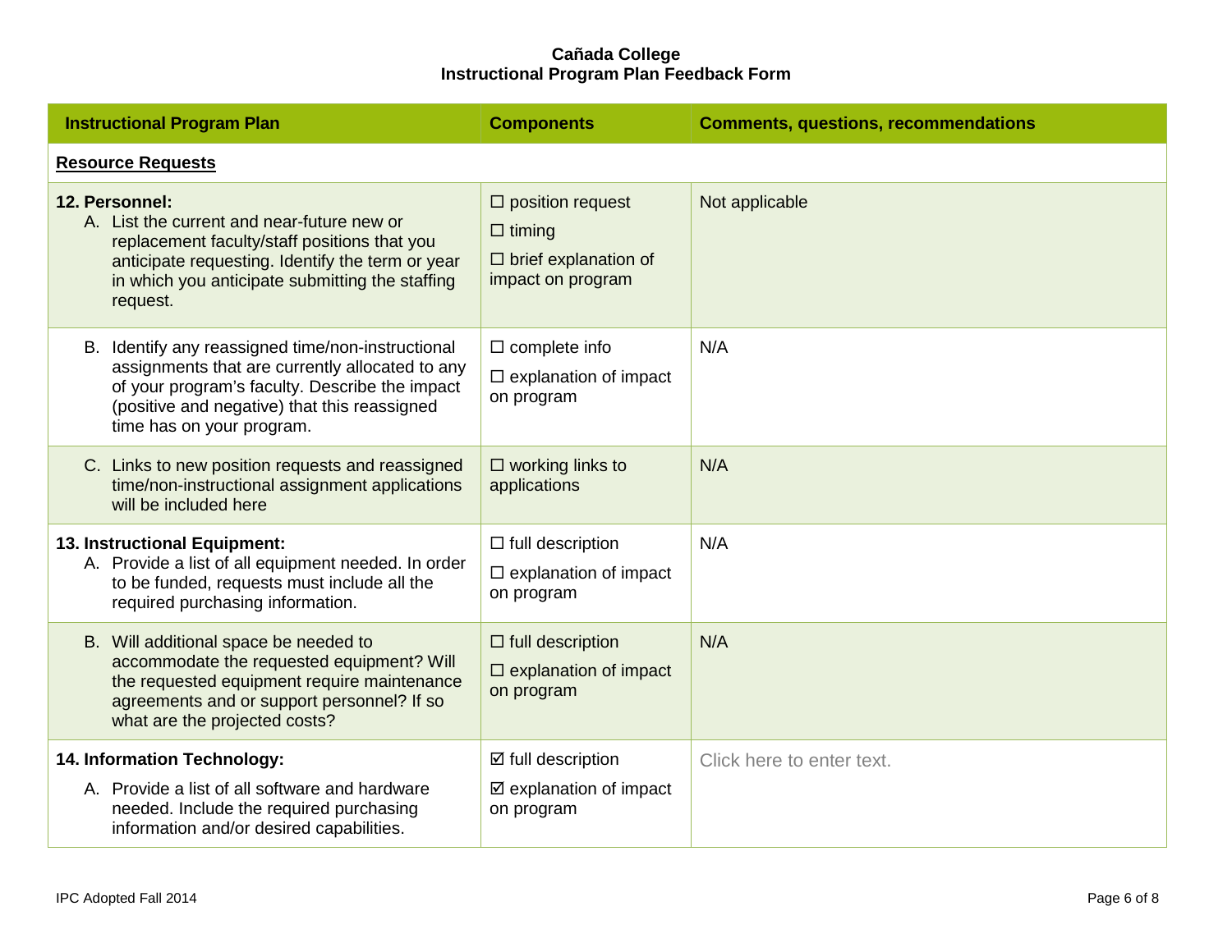**Cañada College**
**Instructional Program Plan Feedback Form**

| Instructional Program Plan | Components | Comments, questions, recommendations |
|---|---|---|
| **Resource Requests** | | |
| **12. Personnel:**<br>A. List the current and near-future new or replacement faculty/staff positions that you anticipate requesting. Identify the term or year in which you anticipate submitting the staffing request. | ☐ position request<br>☐ timing<br>☐ brief explanation of impact on program | Not applicable |
| B. Identify any reassigned time/non-instructional assignments that are currently allocated to any of your program's faculty. Describe the impact (positive and negative) that this reassigned time has on your program. | ☐ complete info<br>☐ explanation of impact on program | N/A |
| C. Links to new position requests and reassigned time/non-instructional assignment applications will be included here | ☐ working links to applications | N/A |
| **13. Instructional Equipment:**<br>A. Provide a list of all equipment needed. In order to be funded, requests must include all the required purchasing information. | ☐ full description<br>☐ explanation of impact on program | N/A |
| B. Will additional space be needed to accommodate the requested equipment? Will the requested equipment require maintenance agreements and or support personnel? If so what are the projected costs? | ☐ full description<br>☐ explanation of impact on program | N/A |
| **14. Information Technology:**<br>A. Provide a list of all software and hardware needed. Include the required purchasing information and/or desired capabilities. | ☑ full description<br>☑ explanation of impact on program | Click here to enter text. |

IPC Adopted Fall 2014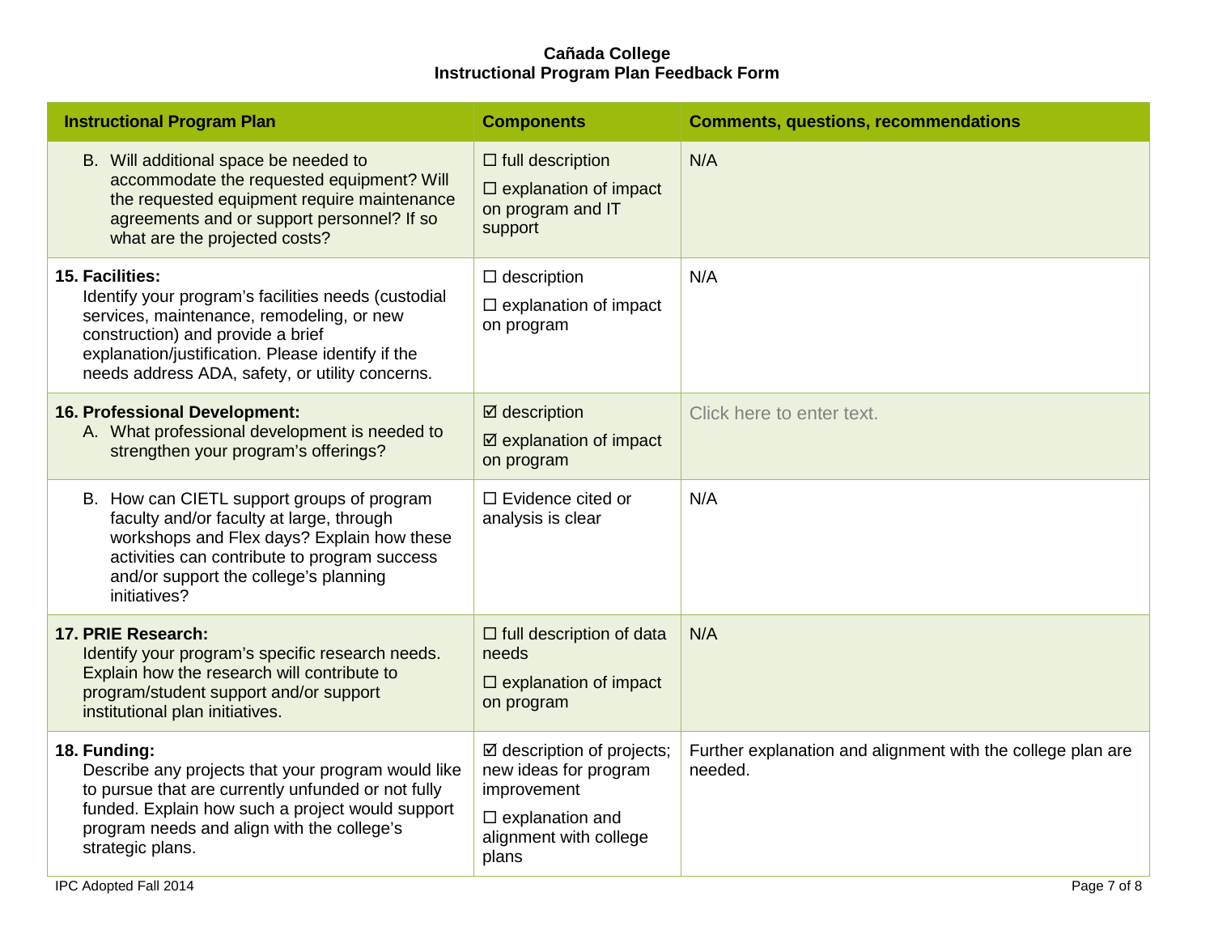# Cañada College
## Instructional Program Plan Feedback Form

| Instructional Program Plan | Components | Comments, questions, recommendations |
| --- | --- | --- |
| B. Will additional space be needed to accommodate the requested equipment? Will the requested equipment require maintenance agreements and or support personnel? If so what are the projected costs? | ☐ full description<br>☐ explanation of impact on program and IT support | N/A |
| **15. Facilities:**<br>Identify your program's facilities needs (custodial services, maintenance, remodeling, or new construction) and provide a brief explanation/justification. Please identify if the needs address ADA, safety, or utility concerns. | ☐ description<br>☐ explanation of impact on program | N/A |
| **16. Professional Development:**<br>A. What professional development is needed to strengthen your program's offerings? | ☑ description<br>☑ explanation of impact on program | Click here to enter text. |
| B. How can CIETL support groups of program faculty and/or faculty at large, through workshops and Flex days? Explain how these activities can contribute to program success and/or support the college's planning initiatives? | ☐ Evidence cited or analysis is clear | N/A |
| **17. PRIE Research:**<br>Identify your program's specific research needs. Explain how the research will contribute to program/student support and/or support institutional plan initiatives. | ☐ full description of data needs<br>☐ explanation of impact on program | N/A |
| **18. Funding:**<br>Describe any projects that your program would like to pursue that are currently unfunded or not fully funded. Explain how such a project would support program needs and align with the college's strategic plans. | ☑ description of projects; new ideas for program improvement<br>☐ explanation and alignment with college plans | Further explanation and alignment with the college plan are needed. |

IPC Adopted Fall 2014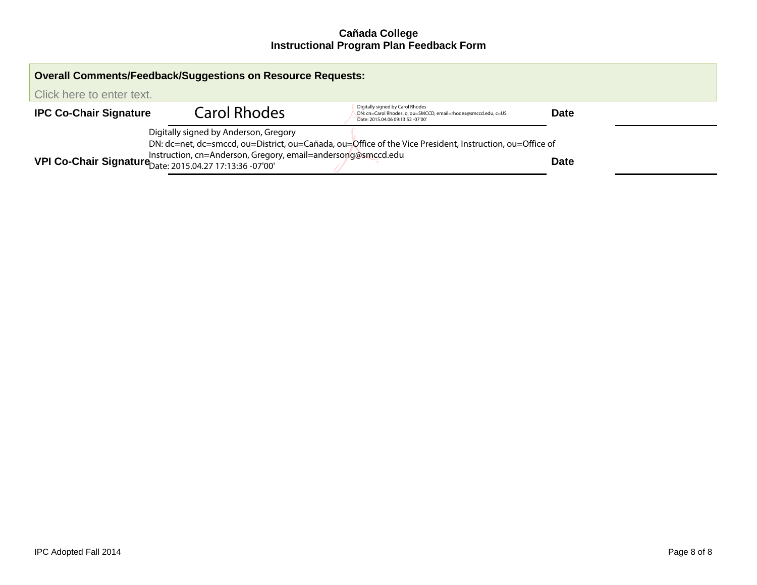**Cañada College**
**Instructional Program Plan Feedback Form**

**Overall Comments/Feedback/Suggestions on Resource Requests:**

Click here to enter text.

**IPC Co-Chair Signature** Carol Rhodes

Digitally signed by Carol Rhodes
DN: cn=Carol Rhodes, o, ou=SMCCD, email=rhodes@smccd.edu, c=US
Date: 2015.04.06 09:13:52 -07'00'

**Date** ______________________

**VPI Co-Chair Signature**

Digitally signed by Anderson, Gregory
DN: dc=net, dc=smccd, ou=District, ou=Cañada, ou=Office of the Vice President, Instruction, ou=Office of Instruction, cn=Anderson, Gregory, email=andersong@smccd.edu
Date: 2015.04.27 17:13:36 -07'00'

**Date** ______________________

IPC Adopted Fall 2014